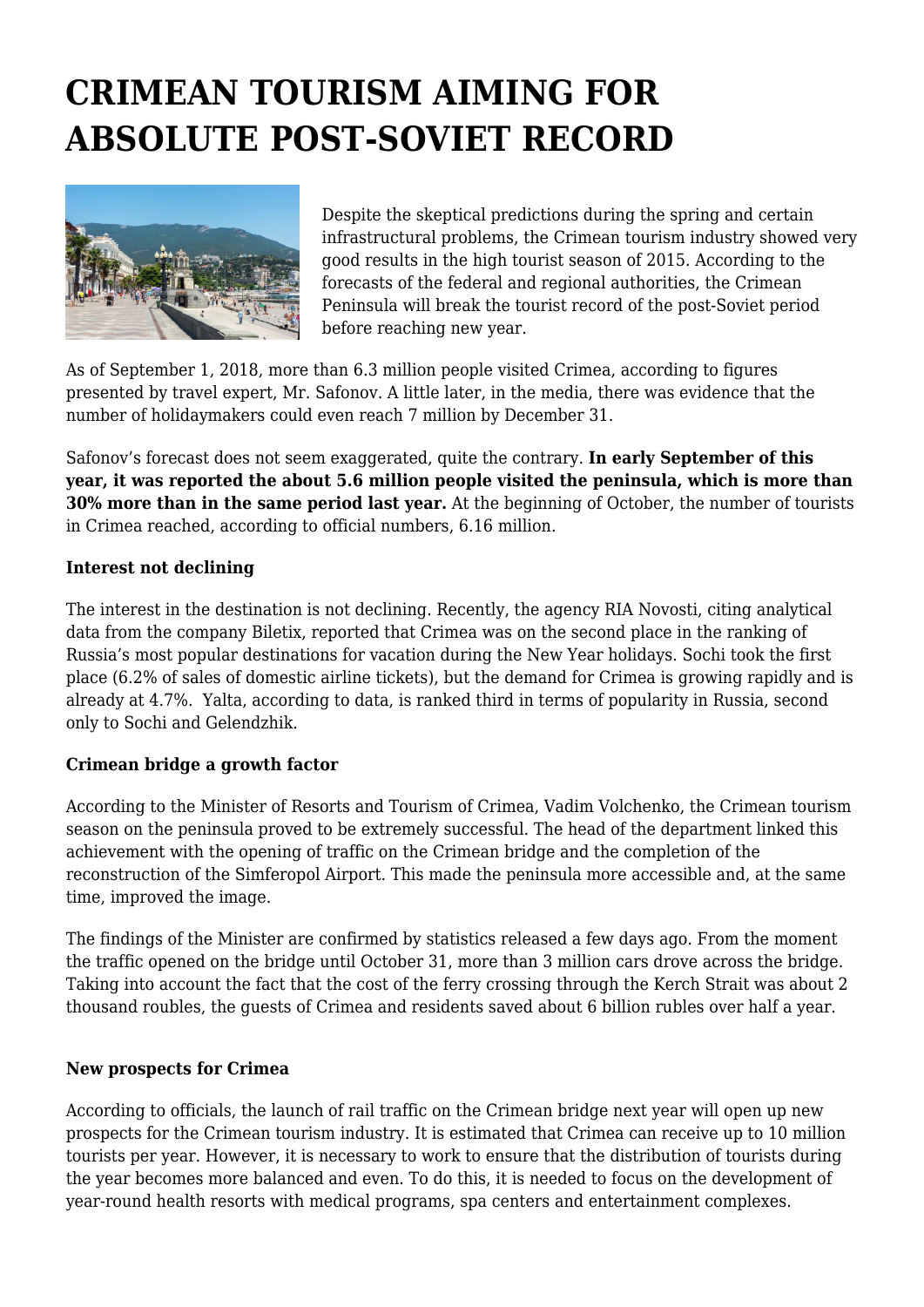# CRIMEAN TOURISM AIMING FOR ABSOLUTE POST-SOVIET RECORD

Despite the skeptical predictions during the spring and certain infrastructural problems, the Crimean tourism industry showed very good results in the high tourist season of 2015. According to the forecasts of the federal and regional authorities, the Crimean Peninsula will break the tourist record of the post-Soviet period before reaching new year.

As of September 1, 2018, more than 6.3 million people visited Crimea, according to figures presented by travel expert, Mr. Safonov. A little later, in the media, there was evidence that the number of holidaymakers could even reach 7 million by December 31.

Safonov's forecast does not seem exaggerated, quite the contrary. **In early September of this year, it was reported the about 5.6 million people visited the peninsula, which is more than 30% more than in the same period last year.** At the beginning of October, the number of tourists in Crimea reached, according to official numbers, 6.16 million.

**Interest not declining**

The interest in the destination is not declining. Recently, the agency RIA Novosti, citing analytical data from the company Biletix, reported that Crimea was on the second place in the ranking of Russia's most popular destinations for vacation during the New Year holidays. Sochi took the first place (6.2% of sales of domestic airline tickets), but the demand for Crimea is growing rapidly and is already at 4.7%. Yalta, according to data, is ranked third in terms of popularity in Russia, second only to Sochi and Gelendzhik.

**Crimean bridge a growth factor**

According to the Minister of Resorts and Tourism of Crimea, Vadim Volchenko, the Crimean tourism season on the peninsula proved to be extremely successful. The head of the department linked this achievement with the opening of traffic on the Crimean bridge and the completion of the reconstruction of the Simferopol Airport. This made the peninsula more accessible and, at the same time, improved the image.

The findings of the Minister are confirmed by statistics released a few days ago. From the moment the traffic opened on the bridge until October 31, more than 3 million cars drove across the bridge. Taking into account the fact that the cost of the ferry crossing through the Kerch Strait was about 2 thousand roubles, the guests of Crimea and residents saved about 6 billion rubles over half a year.

**New prospects for Crimea**

According to officials, the launch of rail traffic on the Crimean bridge next year will open up new prospects for the Crimean tourism industry. It is estimated that Crimea can receive up to 10 million tourists per year. However, it is necessary to work to ensure that the distribution of tourists during the year becomes more balanced and even. To do this, it is needed to focus on the development of year-round health resorts with medical programs, spa centers and entertainment complexes.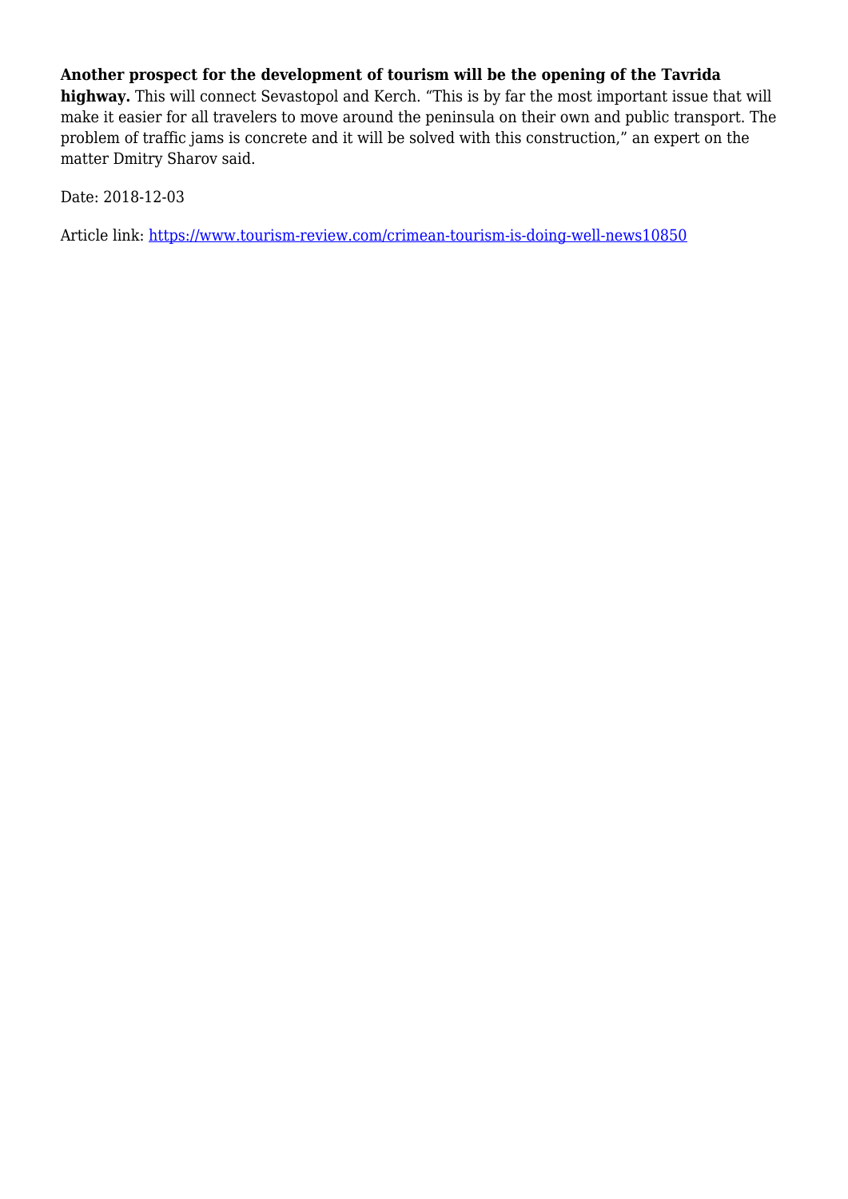**Another prospect for the development of tourism will be the opening of the Tavrida highway.** This will connect Sevastopol and Kerch. "This is by far the most important issue that will make it easier for all travelers to move around the peninsula on their own and public transport. The problem of traffic jams is concrete and it will be solved with this construction," an expert on the matter Dmitry Sharov said.

Date: 2018-12-03

Article link: [https://www.tourism-review.com/crimean-tourism-is-doing-well-news10850](https://www.tourism-review.com/crimean-tourism-is-doing-well-news10850)